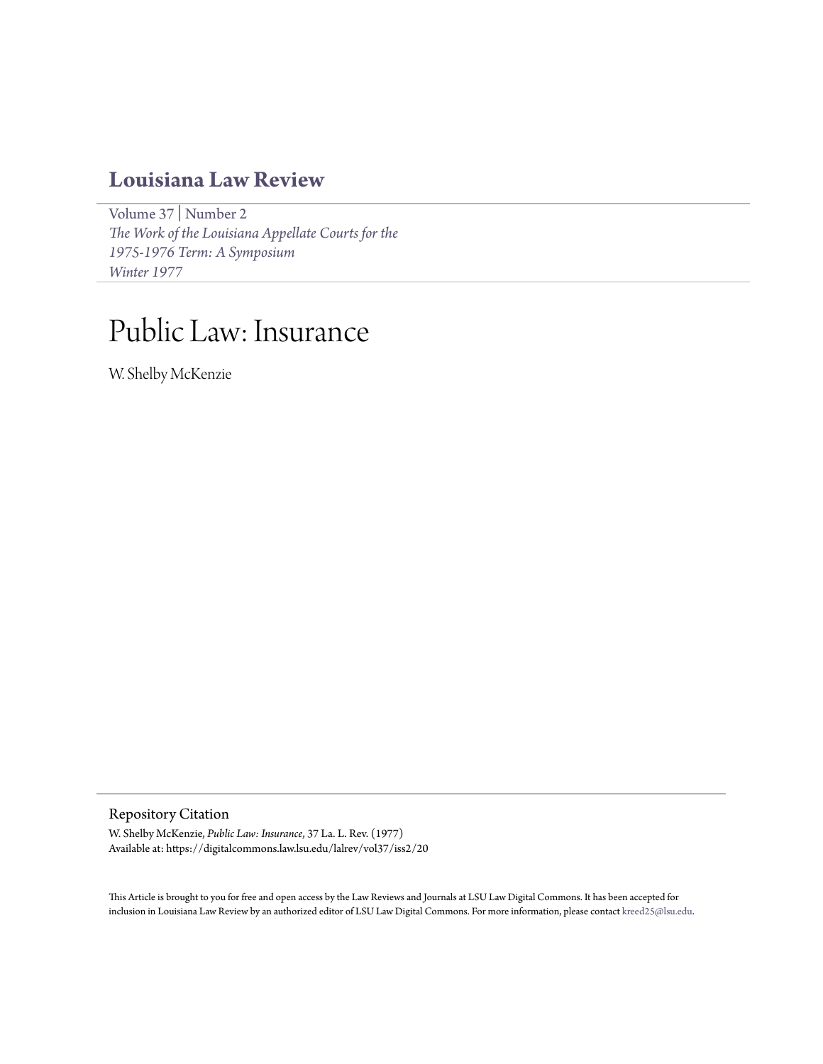# Louisiana Law Review

Volume 37 | Number 2
*The Work of the Louisiana Appellate Courts for the 1975-1976 Term: A Symposium*
*Winter 1977*

# Public Law: Insurance

W. Shelby McKenzie

## Repository Citation

W. Shelby McKenzie, *Public Law: Insurance*, 37 La. L. Rev. (1977)
Available at: https://digitalcommons.law.lsu.edu/lalrev/vol37/iss2/20

This Article is brought to you for free and open access by the Law Reviews and Journals at LSU Law Digital Commons. It has been accepted for inclusion in Louisiana Law Review by an authorized editor of LSU Law Digital Commons. For more information, please contact kreed25@lsu.edu.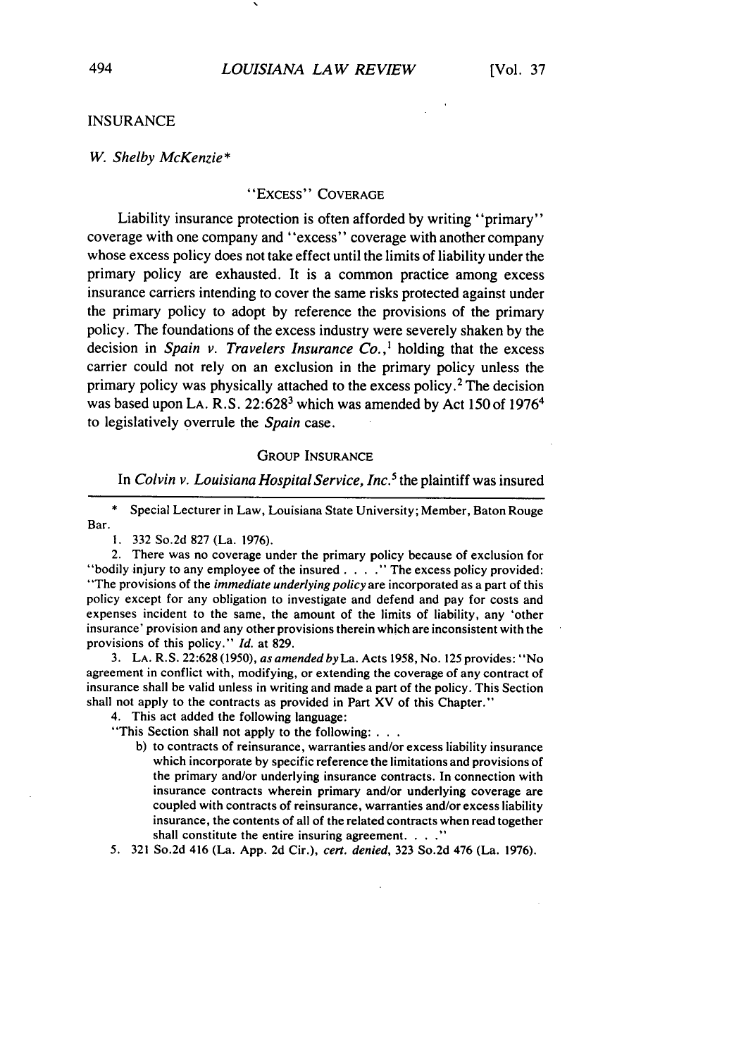## INSURANCE

*W. Shelby McKenzie**

### "EXCESS" COVERAGE

Liability insurance protection is often afforded by writing "primary" coverage with one company and "excess" coverage with another company whose excess policy does not take effect until the limits of liability under the primary policy are exhausted. It is a common practice among excess insurance carriers intending to cover the same risks protected against under the primary policy to adopt by reference the provisions of the primary policy. The foundations of the excess industry were severely shaken by the decision in *Spain v. Travelers Insurance Co.*,[1] holding that the excess carrier could not rely on an exclusion in the primary policy unless the primary policy was physically attached to the excess policy.[2] The decision was based upon LA. R.S. 22:628[3] which was amended by Act 150 of 1976[4] to legislatively overrule the *Spain* case.

### GROUP INSURANCE

In *Colvin v. Louisiana Hospital Service, Inc.*[5] the plaintiff was insured

---

\* Special Lecturer in Law, Louisiana State University; Member, Baton Rouge Bar.

1. 332 So.2d 827 (La. 1976).

2. There was no coverage under the primary policy because of exclusion for "bodily injury to any employee of the insured . . . ." The excess policy provided: "The provisions of the *immediate underlying policy* are incorporated as a part of this policy except for any obligation to investigate and defend and pay for costs and expenses incident to the same, the amount of the limits of liability, any 'other insurance' provision and any other provisions therein which are inconsistent with the provisions of this policy." *Id.* at 829.

3. LA. R.S. 22:628 (1950), *as amended by* La. Acts 1958, No. 125 provides: "No agreement in conflict with, modifying, or extending the coverage of any contract of insurance shall be valid unless in writing and made a part of the policy. This Section shall not apply to the contracts as provided in Part XV of this Chapter."

4. This act added the following language:

"This Section shall not apply to the following: . . .

> b) to contracts of reinsurance, warranties and/or excess liability insurance which incorporate by specific reference the limitations and provisions of the primary and/or underlying insurance contracts. In connection with insurance contracts wherein primary and/or underlying coverage are coupled with contracts of reinsurance, warranties and/or excess liability insurance, the contents of all of the related contracts when read together shall constitute the entire insuring agreement. . . ."

5. 321 So.2d 416 (La. App. 2d Cir.), *cert. denied*, 323 So.2d 476 (La. 1976).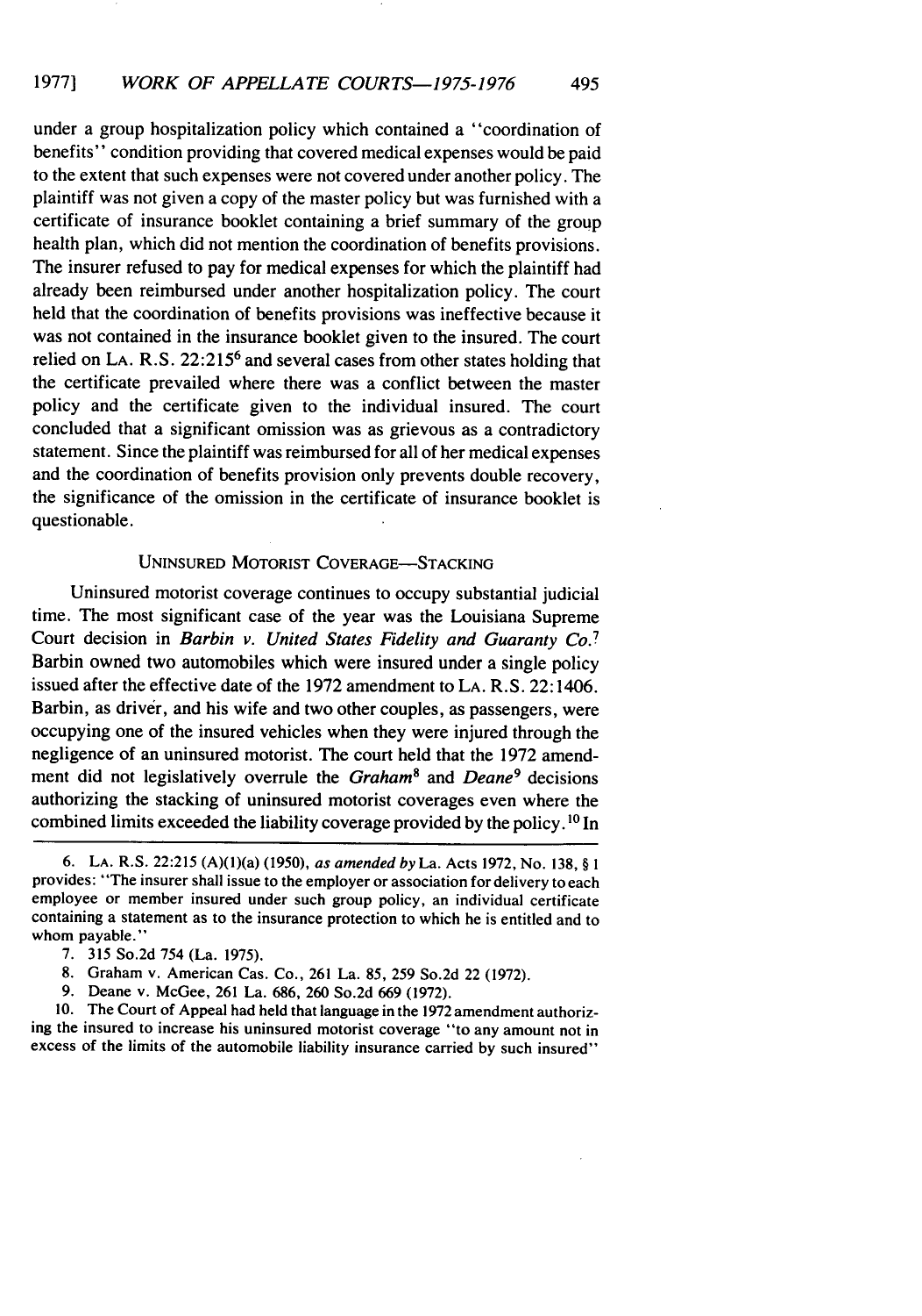under a group hospitalization policy which contained a "coordination of benefits" condition providing that covered medical expenses would be paid to the extent that such expenses were not covered under another policy. The plaintiff was not given a copy of the master policy but was furnished with a certificate of insurance booklet containing a brief summary of the group health plan, which did not mention the coordination of benefits provisions. The insurer refused to pay for medical expenses for which the plaintiff had already been reimbursed under another hospitalization policy. The court held that the coordination of benefits provisions was ineffective because it was not contained in the insurance booklet given to the insured. The court relied on LA. R.S. 22:215[6] and several cases from other states holding that the certificate prevailed where there was a conflict between the master policy and the certificate given to the individual insured. The court concluded that a significant omission was as grievous as a contradictory statement. Since the plaintiff was reimbursed for all of her medical expenses and the coordination of benefits provision only prevents double recovery, the significance of the omission in the certificate of insurance booklet is questionable.

### UNINSURED MOTORIST COVERAGE—STACKING

Uninsured motorist coverage continues to occupy substantial judicial time. The most significant case of the year was the Louisiana Supreme Court decision in *Barbin v. United States Fidelity and Guaranty Co.*[7] Barbin owned two automobiles which were insured under a single policy issued after the effective date of the 1972 amendment to LA. R.S. 22:1406. Barbin, as driver, and his wife and two other couples, as passengers, were occupying one of the insured vehicles when they were injured through the negligence of an uninsured motorist. The court held that the 1972 amendment did not legislatively overrule the *Graham*[8] and *Deane*[9] decisions authorizing the stacking of uninsured motorist coverages even where the combined limits exceeded the liability coverage provided by the policy.[10] In

---

6. LA. R.S. 22:215 (A)(1)(a) (1950), *as amended by* La. Acts 1972, No. 138, § 1 provides: "The insurer shall issue to the employer or association for delivery to each employee or member insured under such group policy, an individual certificate containing a statement as to the insurance protection to which he is entitled and to whom payable."

7. 315 So.2d 754 (La. 1975).

8. Graham v. American Cas. Co., 261 La. 85, 259 So.2d 22 (1972).

9. Deane v. McGee, 261 La. 686, 260 So.2d 669 (1972).

10. The Court of Appeal had held that language in the 1972 amendment authorizing the insured to increase his uninsured motorist coverage "to any amount not in excess of the limits of the automobile liability insurance carried by such insured"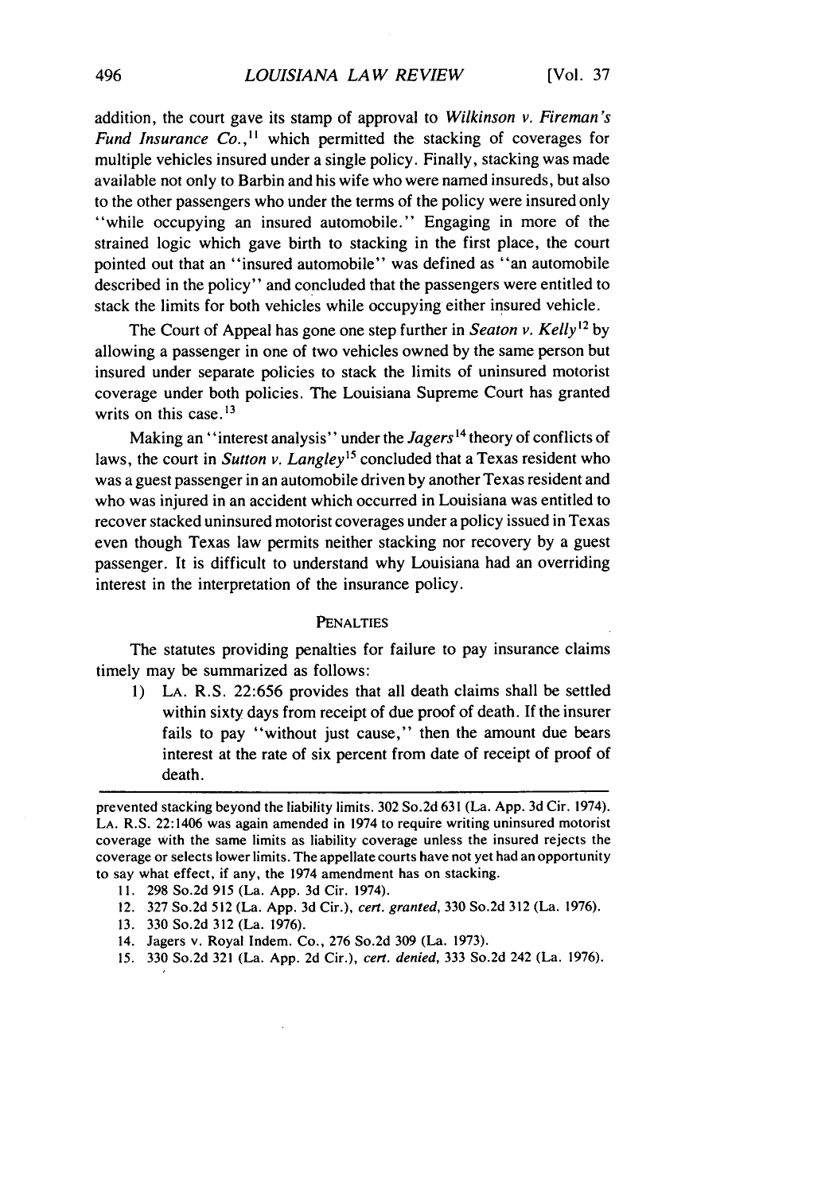addition, the court gave its stamp of approval to *Wilkinson v. Fireman's Fund Insurance Co.*,[11] which permitted the stacking of coverages for multiple vehicles insured under a single policy. Finally, stacking was made available not only to Barbin and his wife who were named insureds, but also to the other passengers who under the terms of the policy were insured only "while occupying an insured automobile." Engaging in more of the strained logic which gave birth to stacking in the first place, the court pointed out that an "insured automobile" was defined as "an automobile described in the policy" and concluded that the passengers were entitled to stack the limits for both vehicles while occupying either insured vehicle.

The Court of Appeal has gone one step further in *Seaton v. Kelly*[12] by allowing a passenger in one of two vehicles owned by the same person but insured under separate policies to stack the limits of uninsured motorist coverage under both policies. The Louisiana Supreme Court has granted writs on this case.[13]

Making an "interest analysis" under the *Jagers*[14] theory of conflicts of laws, the court in *Sutton v. Langley*[15] concluded that a Texas resident who was a guest passenger in an automobile driven by another Texas resident and who was injured in an accident which occurred in Louisiana was entitled to recover stacked uninsured motorist coverages under a policy issued in Texas even though Texas law permits neither stacking nor recovery by a guest passenger. It is difficult to understand why Louisiana had an overriding interest in the interpretation of the insurance policy.

## PENALTIES

The statutes providing penalties for failure to pay insurance claims timely may be summarized as follows:

1) LA. R.S. 22:656 provides that all death claims shall be settled within sixty days from receipt of due proof of death. If the insurer fails to pay "without just cause," then the amount due bears interest at the rate of six percent from date of receipt of proof of death.

---

prevented stacking beyond the liability limits. 302 So.2d 631 (La. App. 3d Cir. 1974). LA. R.S. 22:1406 was again amended in 1974 to require writing uninsured motorist coverage with the same limits as liability coverage unless the insured rejects the coverage or selects lower limits. The appellate courts have not yet had an opportunity to say what effect, if any, the 1974 amendment has on stacking.

11. 298 So.2d 915 (La. App. 3d Cir. 1974).
12. 327 So.2d 512 (La. App. 3d Cir.), *cert. granted*, 330 So.2d 312 (La. 1976).
13. 330 So.2d 312 (La. 1976).
14. Jagers v. Royal Indem. Co., 276 So.2d 309 (La. 1973).
15. 330 So.2d 321 (La. App. 2d Cir.), *cert. denied*, 333 So.2d 242 (La. 1976).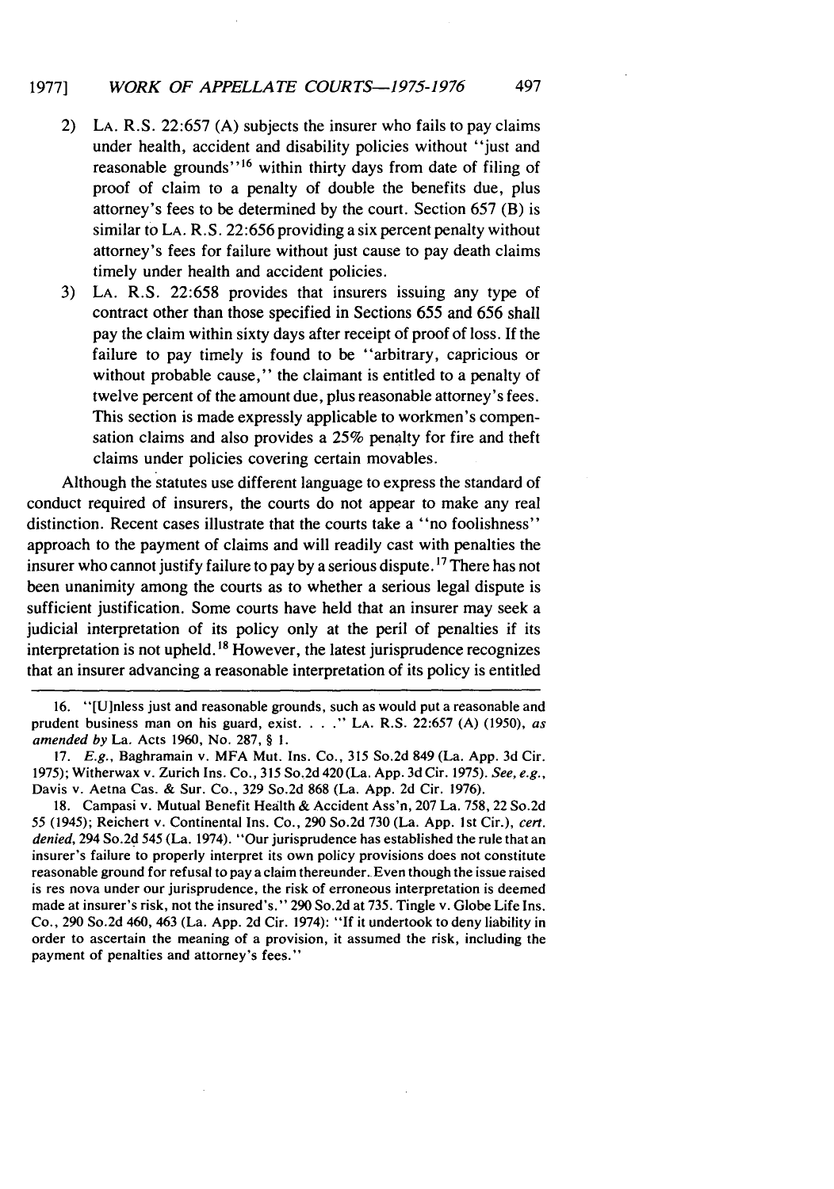2) LA. R.S. 22:657 (A) subjects the insurer who fails to pay claims under health, accident and disability policies without "just and reasonable grounds"[16] within thirty days from date of filing of proof of claim to a penalty of double the benefits due, plus attorney's fees to be determined by the court. Section 657 (B) is similar to LA. R.S. 22:656 providing a six percent penalty without attorney's fees for failure without just cause to pay death claims timely under health and accident policies.

3) LA. R.S. 22:658 provides that insurers issuing any type of contract other than those specified in Sections 655 and 656 shall pay the claim within sixty days after receipt of proof of loss. If the failure to pay timely is found to be "arbitrary, capricious or without probable cause," the claimant is entitled to a penalty of twelve percent of the amount due, plus reasonable attorney's fees. This section is made expressly applicable to workmen's compensation claims and also provides a 25% penalty for fire and theft claims under policies covering certain movables.

Although the statutes use different language to express the standard of conduct required of insurers, the courts do not appear to make any real distinction. Recent cases illustrate that the courts take a "no foolishness" approach to the payment of claims and will readily cast with penalties the insurer who cannot justify failure to pay by a serious dispute.[17] There has not been unanimity among the courts as to whether a serious legal dispute is sufficient justification. Some courts have held that an insurer may seek a judicial interpretation of its policy only at the peril of penalties if its interpretation is not upheld.[18] However, the latest jurisprudence recognizes that an insurer advancing a reasonable interpretation of its policy is entitled

---

16. "[U]nless just and reasonable grounds, such as would put a reasonable and prudent business man on his guard, exist. . . ." LA. R.S. 22:657 (A) (1950), *as amended by* La. Acts 1960, No. 287, § 1.

17. *E.g.*, Baghramain v. MFA Mut. Ins. Co., 315 So.2d 849 (La. App. 3d Cir. 1975); Witherwax v. Zurich Ins. Co., 315 So.2d 420 (La. App. 3d Cir. 1975). *See, e.g.*, Davis v. Aetna Cas. & Sur. Co., 329 So.2d 868 (La. App. 2d Cir. 1976).

18. Campasi v. Mutual Benefit Health & Accident Ass'n, 207 La. 758, 22 So.2d 55 (1945); Reichert v. Continental Ins. Co., 290 So.2d 730 (La. App. 1st Cir.), *cert. denied*, 294 So.2d 545 (La. 1974). "Our jurisprudence has established the rule that an insurer's failure to properly interpret its own policy provisions does not constitute reasonable ground for refusal to pay a claim thereunder. Even though the issue raised is res nova under our jurisprudence, the risk of erroneous interpretation is deemed made at insurer's risk, not the insured's." 290 So.2d at 735. Tingle v. Globe Life Ins. Co., 290 So.2d 460, 463 (La. App. 2d Cir. 1974): "If it undertook to deny liability in order to ascertain the meaning of a provision, it assumed the risk, including the payment of penalties and attorney's fees."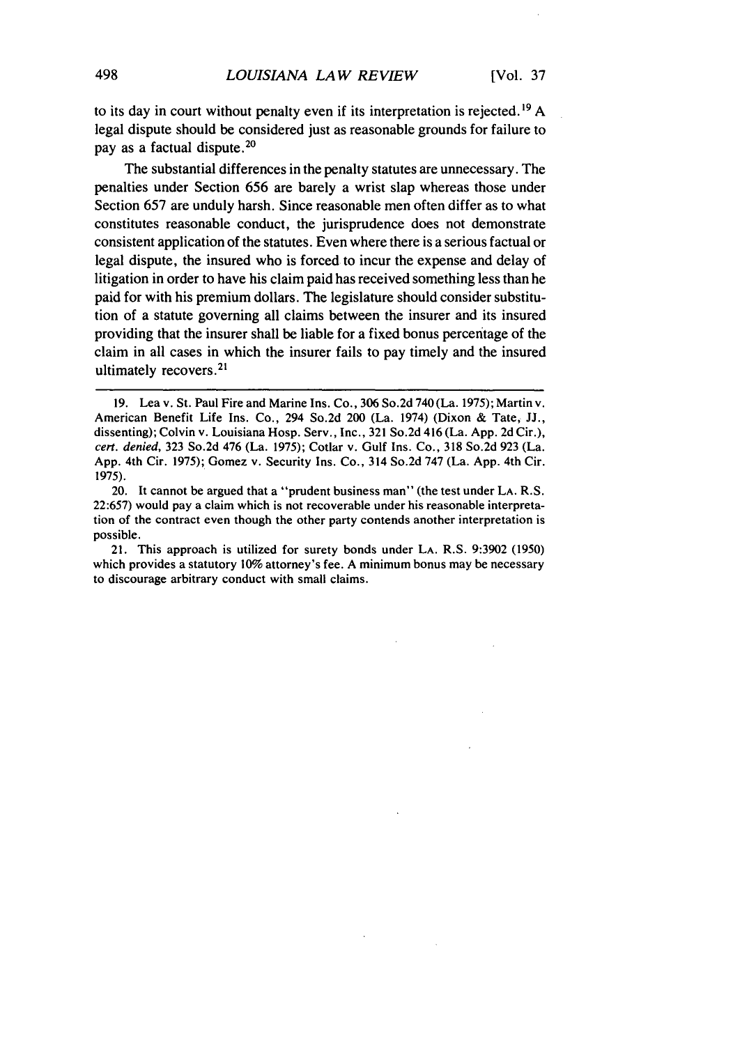to its day in court without penalty even if its interpretation is rejected.[19] A legal dispute should be considered just as reasonable grounds for failure to pay as a factual dispute.[20]

The substantial differences in the penalty statutes are unnecessary. The penalties under Section 656 are barely a wrist slap whereas those under Section 657 are unduly harsh. Since reasonable men often differ as to what constitutes reasonable conduct, the jurisprudence does not demonstrate consistent application of the statutes. Even where there is a serious factual or legal dispute, the insured who is forced to incur the expense and delay of litigation in order to have his claim paid has received something less than he paid for with his premium dollars. The legislature should consider substitution of a statute governing all claims between the insurer and its insured providing that the insurer shall be liable for a fixed bonus percentage of the claim in all cases in which the insurer fails to pay timely and the insured ultimately recovers.[21]

---

19. Lea v. St. Paul Fire and Marine Ins. Co., 306 So.2d 740 (La. 1975); Martin v. American Benefit Life Ins. Co., 294 So.2d 200 (La. 1974) (Dixon & Tate, JJ., dissenting); Colvin v. Louisiana Hosp. Serv., Inc., 321 So.2d 416 (La. App. 2d Cir.), *cert. denied*, 323 So.2d 476 (La. 1975); Cotlar v. Gulf Ins. Co., 318 So.2d 923 (La. App. 4th Cir. 1975); Gomez v. Security Ins. Co., 314 So.2d 747 (La. App. 4th Cir. 1975).

20. It cannot be argued that a "prudent business man" (the test under LA. R.S. 22:657) would pay a claim which is not recoverable under his reasonable interpretation of the contract even though the other party contends another interpretation is possible.

21. This approach is utilized for surety bonds under LA. R.S. 9:3902 (1950) which provides a statutory 10% attorney's fee. A minimum bonus may be necessary to discourage arbitrary conduct with small claims.